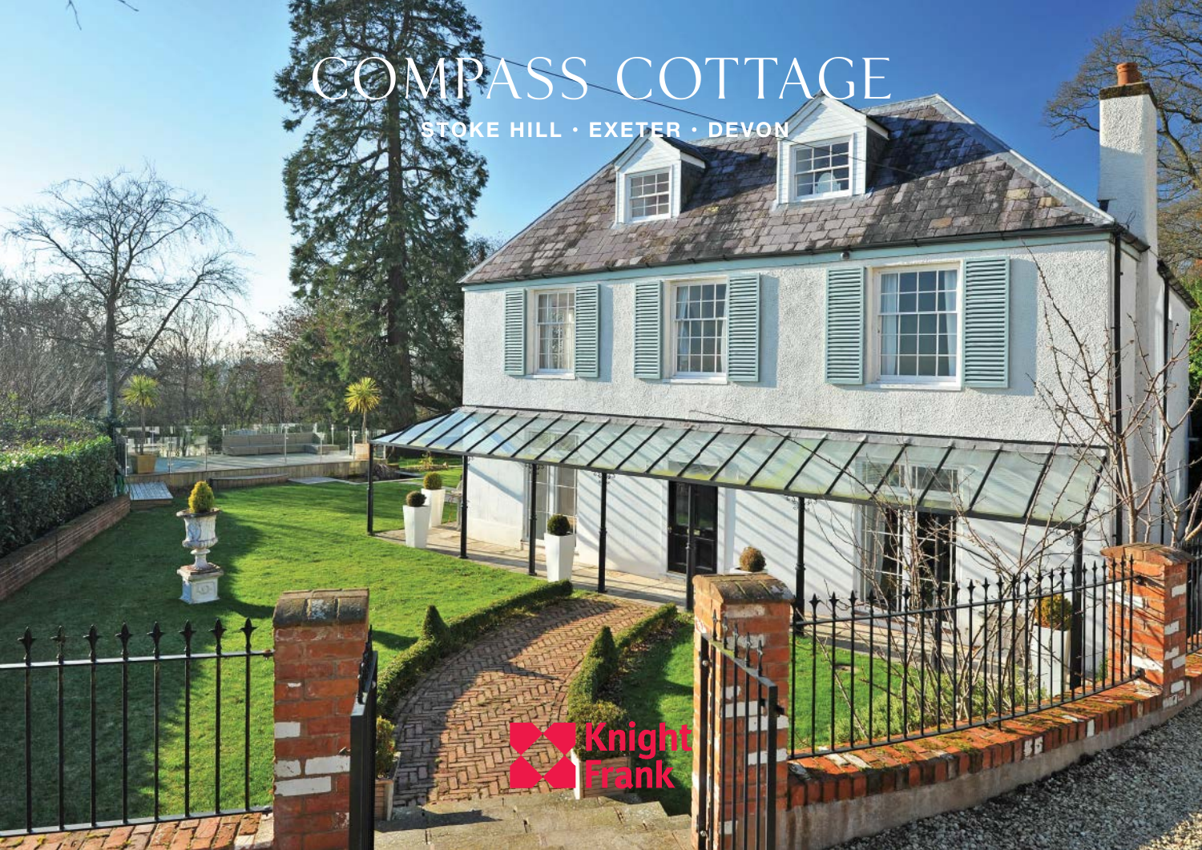# COMPASS COTTAGE

STOKE HILL · EXETER · DEVON

Knight Frank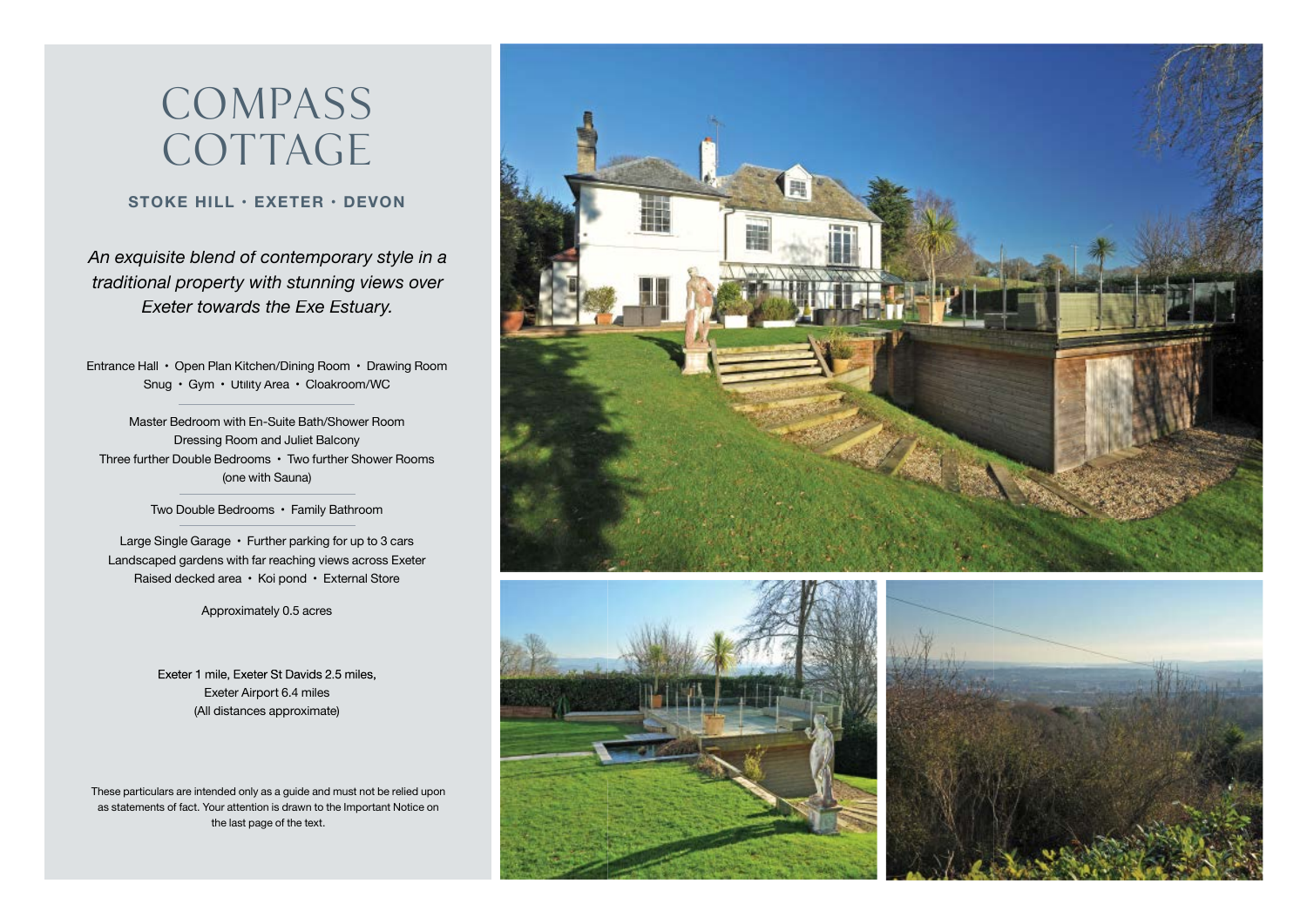# COMPASS COTTAGE

**STOKE HILL · EXETER · DEVON**

*An exquisite blend of contemporary style in a traditional property with stunning views over Exeter towards the Exe Estuary.*

Entrance Hall • Open Plan Kitchen/Dining Room • Drawing Room
Snug • Gym • Utility Area • Cloakroom/WC

---

Master Bedroom with En-Suite Bath/Shower Room
Dressing Room and Juliet Balcony
Three further Double Bedrooms • Two further Shower Rooms
(one with Sauna)

---

Two Double Bedrooms • Family Bathroom

---

Large Single Garage • Further parking for up to 3 cars
Landscaped gardens with far reaching views across Exeter
Raised decked area • Koi pond • External Store

Approximately 0.5 acres

Exeter 1 mile, Exeter St Davids 2.5 miles,
Exeter Airport 6.4 miles
(All distances approximate)

These particulars are intended only as a guide and must not be relied upon as statements of fact. Your attention is drawn to the Important Notice on the last page of the text.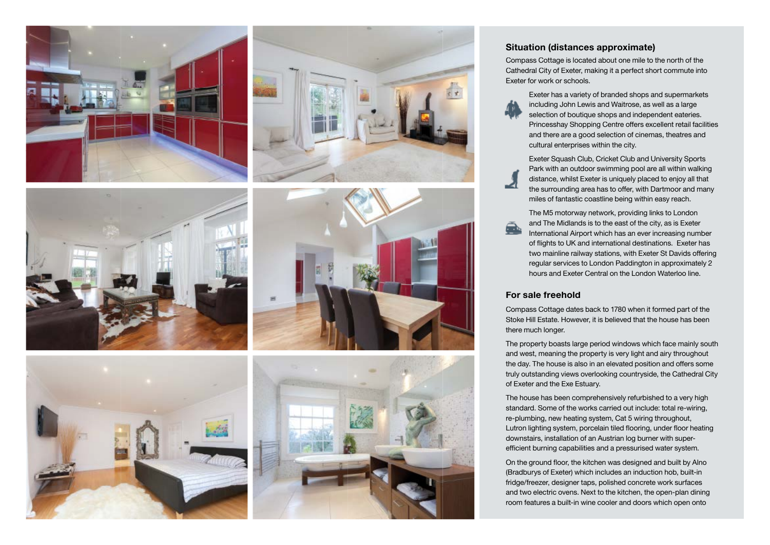## Situation (distances approximate)

Compass Cottage is located about one mile to the north of the Cathedral City of Exeter, making it a perfect short commute into Exeter for work or schools.

Exeter has a variety of branded shops and supermarkets including John Lewis and Waitrose, as well as a large selection of boutique shops and independent eateries. Princesshay Shopping Centre offers excellent retail facilities and there are a good selection of cinemas, theatres and cultural enterprises within the city.

Exeter Squash Club, Cricket Club and University Sports Park with an outdoor swimming pool are all within walking distance, whilst Exeter is uniquely placed to enjoy all that the surrounding area has to offer, with Dartmoor and many miles of fantastic coastline being within easy reach.

The M5 motorway network, providing links to London and The Midlands is to the east of the city, as is Exeter International Airport which has an ever increasing number of flights to UK and international destinations. Exeter has two mainline railway stations, with Exeter St Davids offering regular services to London Paddington in approximately 2 hours and Exeter Central on the London Waterloo line.

## For sale freehold

Compass Cottage dates back to 1780 when it formed part of the Stoke Hill Estate. However, it is believed that the house has been there much longer.

The property boasts large period windows which face mainly south and west, meaning the property is very light and airy throughout the day. The house is also in an elevated position and offers some truly outstanding views overlooking countryside, the Cathedral City of Exeter and the Exe Estuary.

The house has been comprehensively refurbished to a very high standard. Some of the works carried out include: total re-wiring, re-plumbing, new heating system, Cat 5 wiring throughout, Lutron lighting system, porcelain tiled flooring, under floor heating downstairs, installation of an Austrian log burner with super-efficient burning capabilities and a pressurised water system.

On the ground floor, the kitchen was designed and built by Alno (Bradburys of Exeter) which includes an induction hob, built-in fridge/freezer, designer taps, polished concrete work surfaces and two electric ovens. Next to the kitchen, the open-plan dining room features a built-in wine cooler and doors which open onto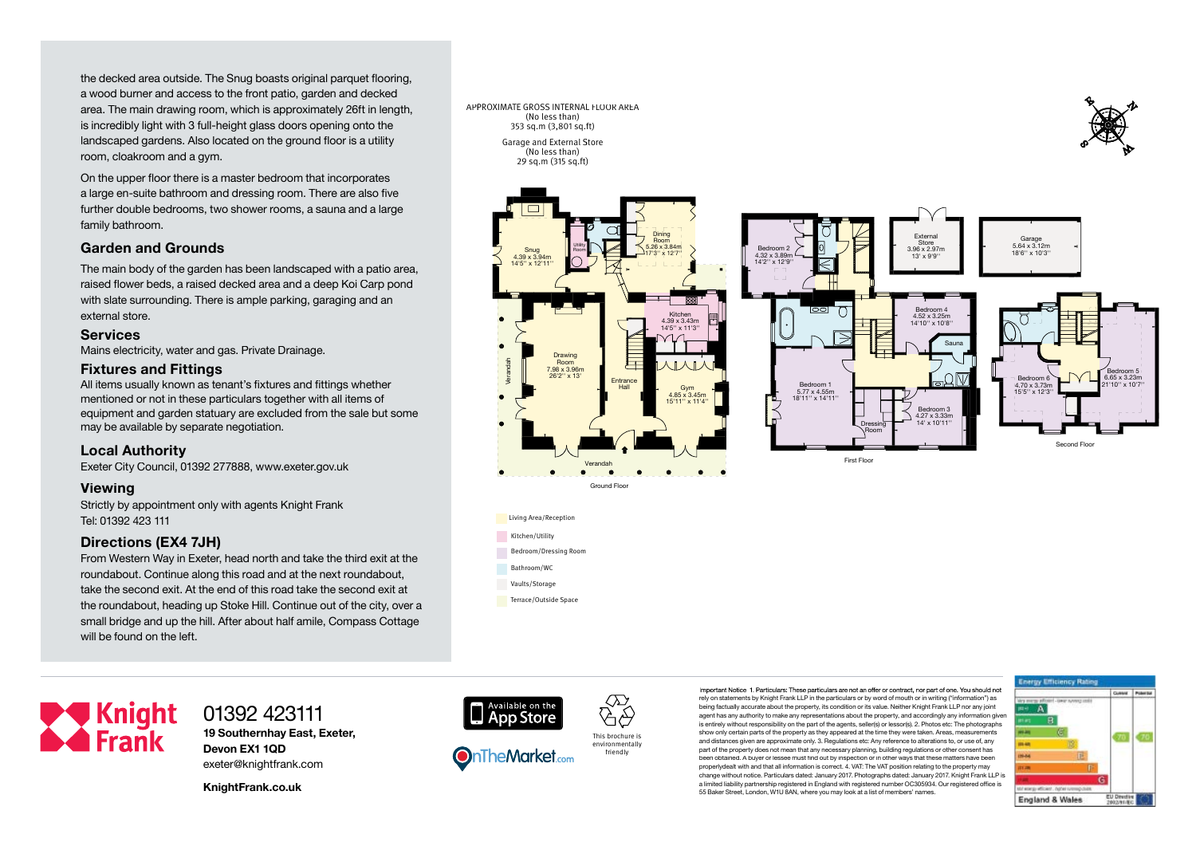the decked area outside. The Snug boasts original parquet flooring, a wood burner and access to the front patio, garden and decked area. The main drawing room, which is approximately 26ft in length, is incredibly light with 3 full-height glass doors opening onto the landscaped gardens. Also located on the ground floor is a utility room, cloakroom and a gym.

On the upper floor there is a master bedroom that incorporates a large en-suite bathroom and dressing room. There are also five further double bedrooms, two shower rooms, a sauna and a large family bathroom.

## Garden and Grounds

The main body of the garden has been landscaped with a patio area, raised flower beds, a raised decked area and a deep Koi Carp pond with slate surrounding. There is ample parking, garaging and an external store.

## Services

Mains electricity, water and gas. Private Drainage.

## Fixtures and Fittings

All items usually known as tenant's fixtures and fittings whether mentioned or not in these particulars together with all items of equipment and garden statuary are excluded from the sale but some may be available by separate negotiation.

## Local Authority

Exeter City Council, 01392 277888, www.exeter.gov.uk

## Viewing

Strictly by appointment only with agents Knight Frank
Tel: 01392 423 111

## Directions (EX4 7JH)

From Western Way in Exeter, head north and take the third exit at the roundabout. Continue along this road and at the next roundabout, take the second exit. At the end of this road take the second exit at the roundabout, heading up Stoke Hill. Continue out of the city, over a small bridge and up the hill. After about half amile, Compass Cottage will be found on the left.

APPROXIMATE GROSS INTERNAL FLOOR AREA
(No less than)
353 sq.m (3,801 sq.ft)

Garage and External Store
(No less than)
29 sq.m (315 sq.ft)

Ground Floor
Snug 4.39 x 3.94m 14'5'' x 12'11''
Utility Room
Dining Room 5.26 x 3.84m 17'3'' x 12'7''
Kitchen 4.39 x 3.43m 14'5'' x 11'3''
Drawing Room 7.98 x 3.96m 26'2'' x 13'
Entrance Hall
Gym 4.85 x 3.45m 15'11'' x 11'4''
Verandah

First Floor
Bedroom 2 4.32 x 3.89m 14'2'' x 12'9''
External Store 3.96 x 2.97m 13' x 9'9''
Garage 5.64 x 3.12m 18'6'' x 10'3''
Bedroom 4 4.52 x 3.25m 14'10'' x 10'8''
Sauna
Bedroom 1 5.77 x 4.55m 18'11'' x 14'11''
Dressing Room
Bedroom 3 4.27 x 3.33m 14' x 10'11''

Second Floor
Bedroom 6 4.70 x 3.73m 15'5'' x 12'3''
Bedroom 5 6.65 x 3.23m 21'10'' x 10'7''

Living Area/Reception
Kitchen/Utility
Bedroom/Dressing Room
Bathroom/WC
Vaults/Storage
Terrace/Outside Space

**Knight Frank**

01392 423111
**19 Southernhay East, Exeter,**
**Devon EX1 1QD**
exeter@knightfrank.com

**KnightFrank.co.uk**

Available on the App Store

OnTheMarket.com

This brochure is environmentally friendly

Important Notice 1. Particulars: These particulars are not an offer or contract, nor part of one. You should not rely on statements by Knight Frank LLP in the particulars or by word of mouth or in writing ("information") as being factually accurate about the property, its condition or its value. Neither Knight Frank LLP nor any joint agent has any authority to make any representations about the property, and accordingly any information given is entirely without responsibility on the part of the agents, seller(s) or lessor(s). 2. Photos etc: The photographs show only certain parts of the property as they appeared at the time they were taken. Areas, measurements and distances given are approximate only. 3. Regulations etc: Any reference to alterations to, or use of, any part of the property does not mean that any necessary planning, building regulations or other consent has been obtained. A buyer or lessee must find out by inspection or in other ways that these matters have been properlydealt with and that all information is correct. 4. VAT: The VAT position relating to the property may change without notice. Particulars dated: January 2017. Photographs dated: January 2017. Knight Frank LLP is a limited liability partnership registered in England with registered number OC305934. Our registered office is 55 Baker Street, London, W1U 8AN, where you may look at a list of members' names.

Energy Efficiency Rating
Current 70
Potential 70
England & Wales
EU Directive 2002/91/EC